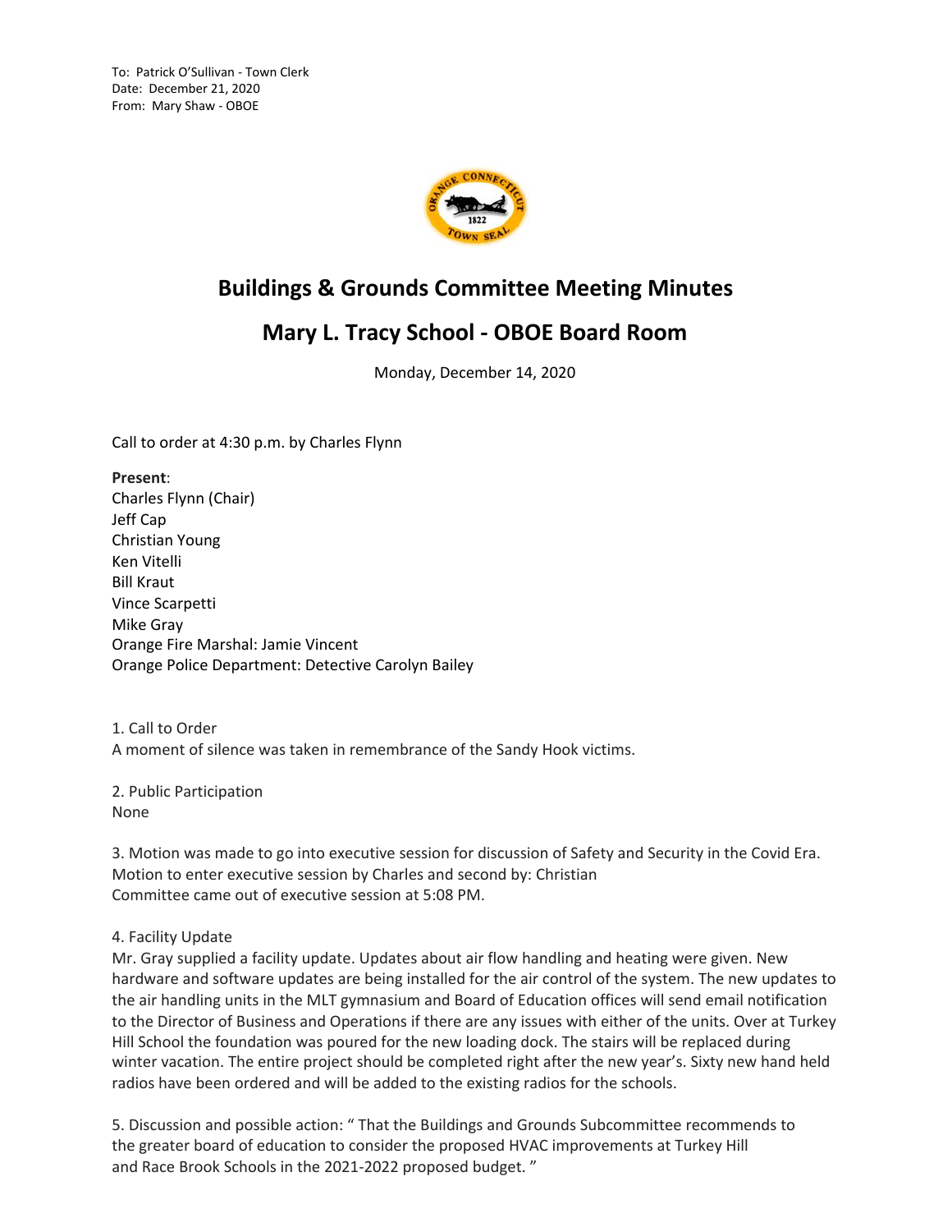To: Patrick O'Sullivan - Town Clerk
Date: December 21, 2020
From: Mary Shaw - OBOE

# Buildings & Grounds Committee Meeting Minutes

## Mary L. Tracy School - OBOE Board Room

Monday, December 14, 2020

Call to order at 4:30 p.m. by Charles Flynn

**Present**:
Charles Flynn (Chair)
Jeff Cap
Christian Young
Ken Vitelli
Bill Kraut
Vince Scarpetti
Mike Gray
Orange Fire Marshal: Jamie Vincent
Orange Police Department: Detective Carolyn Bailey

1. Call to Order
A moment of silence was taken in remembrance of the Sandy Hook victims.

2. Public Participation
None

3. Motion was made to go into executive session for discussion of Safety and Security in the Covid Era.
Motion to enter executive session by Charles and second by: Christian
Committee came out of executive session at 5:08 PM.

4. Facility Update
Mr. Gray supplied a facility update. Updates about air flow handling and heating were given. New hardware and software updates are being installed for the air control of the system. The new updates to the air handling units in the MLT gymnasium and Board of Education offices will send email notification to the Director of Business and Operations if there are any issues with either of the units. Over at Turkey Hill School the foundation was poured for the new loading dock. The stairs will be replaced during winter vacation. The entire project should be completed right after the new year's. Sixty new hand held radios have been ordered and will be added to the existing radios for the schools.

5. Discussion and possible action: " That the Buildings and Grounds Subcommittee recommends to the greater board of education to consider the proposed HVAC improvements at Turkey Hill and Race Brook Schools in the 2021-2022 proposed budget. "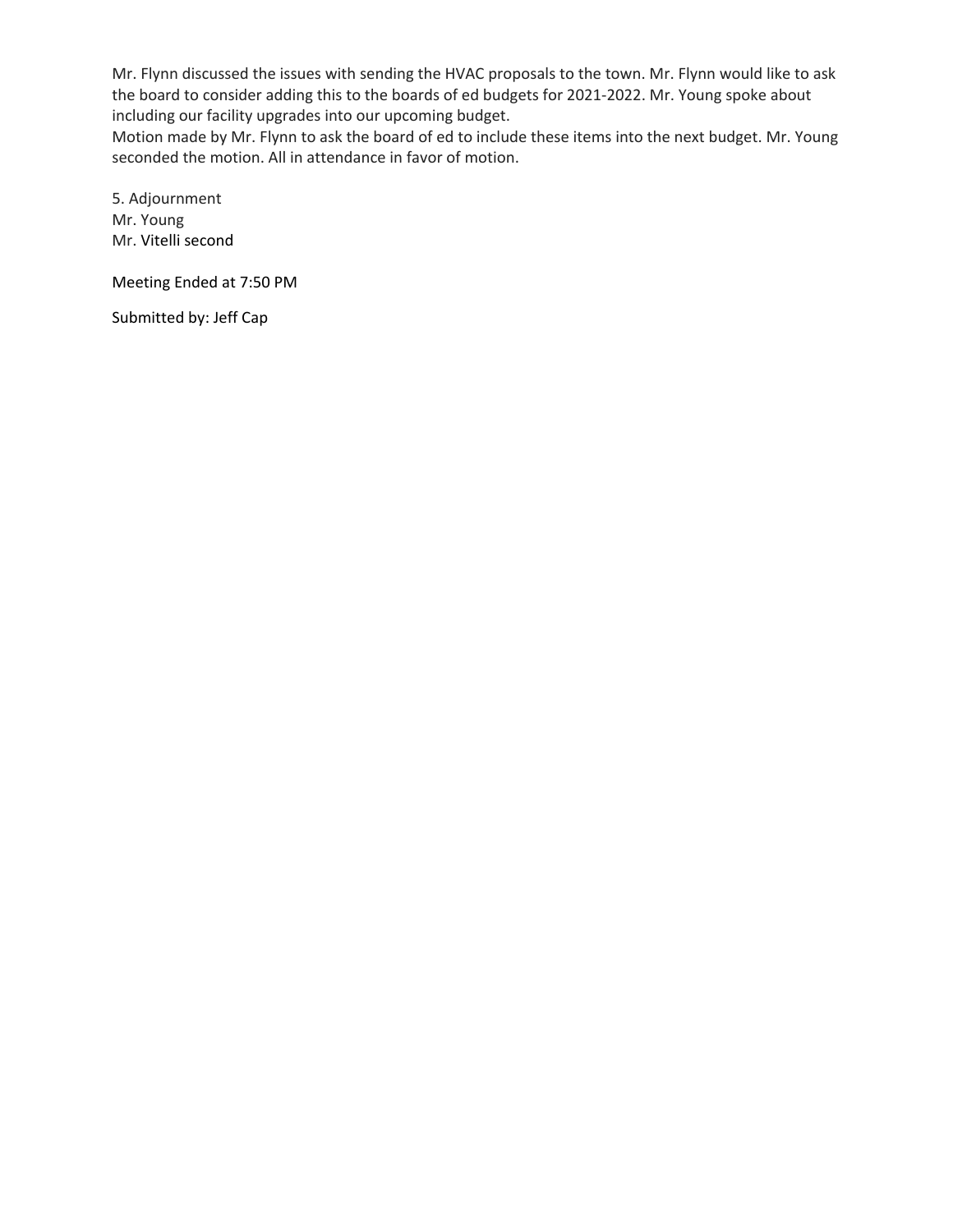Mr. Flynn discussed the issues with sending the HVAC proposals to the town. Mr. Flynn would like to ask the board to consider adding this to the boards of ed budgets for 2021-2022. Mr. Young spoke about including our facility upgrades into our upcoming budget.
Motion made by Mr. Flynn to ask the board of ed to include these items into the next budget. Mr. Young seconded the motion. All in attendance in favor of motion.

5. Adjournment
Mr. Young
Mr. Vitelli second

Meeting Ended at 7:50 PM

Submitted by: Jeff Cap